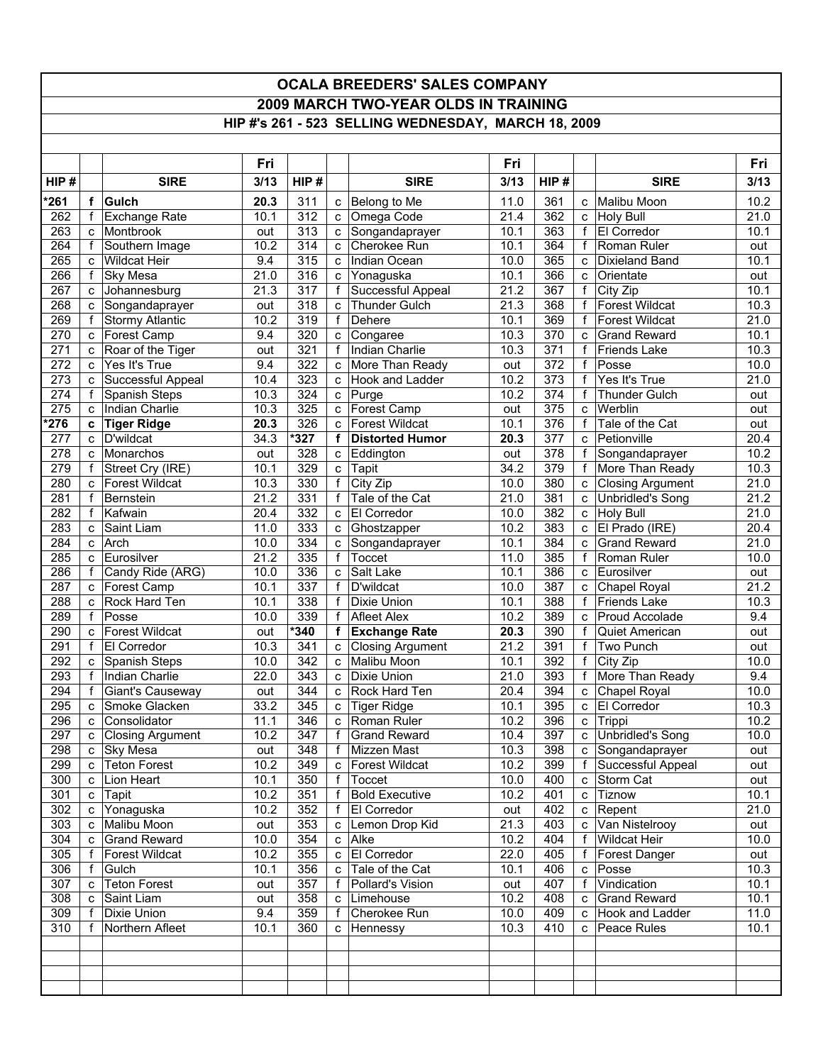# OCALA BREEDERS' SALES COMPANY

## 2009 MARCH TWO-YEAR OLDS IN TRAINING

### HIP #'s 261 - 523 SELLING WEDNESDAY, MARCH 18, 2009

| HIP # | | SIRE | Fri 3/13 | HIP # | | SIRE | Fri 3/13 | HIP # | | SIRE | Fri 3/13 |
|---|---|---|---|---|---|---|---|---|---|---|---|
| **\*261** | **f** | **Gulch** | **20.3** | 311 | c | Belong to Me | 11.0 | 361 | c | Malibu Moon | 10.2 |
| 262 | f | Exchange Rate | 10.1 | 312 | c | Omega Code | 21.4 | 362 | c | Holy Bull | 21.0 |
| 263 | c | Montbrook | out | 313 | c | Songandaprayer | 10.1 | 363 | f | El Corredor | 10.1 |
| 264 | f | Southern Image | 10.2 | 314 | c | Cherokee Run | 10.1 | 364 | f | Roman Ruler | out |
| 265 | c | Wildcat Heir | 9.4 | 315 | c | Indian Ocean | 10.0 | 365 | c | Dixieland Band | 10.1 |
| 266 | f | Sky Mesa | 21.0 | 316 | c | Yonaguska | 10.1 | 366 | c | Orientate | out |
| 267 | c | Johannesburg | 21.3 | 317 | f | Successful Appeal | 21.2 | 367 | f | City Zip | 10.1 |
| 268 | c | Songandaprayer | out | 318 | c | Thunder Gulch | 21.3 | 368 | f | Forest Wildcat | 10.3 |
| 269 | f | Stormy Atlantic | 10.2 | 319 | f | Dehere | 10.1 | 369 | f | Forest Wildcat | 21.0 |
| 270 | c | Forest Camp | 9.4 | 320 | c | Congaree | 10.3 | 370 | c | Grand Reward | 10.1 |
| 271 | c | Roar of the Tiger | out | 321 | f | Indian Charlie | 10.3 | 371 | f | Friends Lake | 10.3 |
| 272 | c | Yes It's True | 9.4 | 322 | c | More Than Ready | out | 372 | f | Posse | 10.0 |
| 273 | c | Successful Appeal | 10.4 | 323 | c | Hook and Ladder | 10.2 | 373 | f | Yes It's True | 21.0 |
| 274 | f | Spanish Steps | 10.3 | 324 | c | Purge | 10.2 | 374 | f | Thunder Gulch | out |
| 275 | c | Indian Charlie | 10.3 | 325 | c | Forest Camp | out | 375 | c | Werblin | out |
| **\*276** | **c** | **Tiger Ridge** | **20.3** | 326 | c | Forest Wildcat | 10.1 | 376 | f | Tale of the Cat | out |
| 277 | c | D'wildcat | 34.3 | **\*327** | **f** | **Distorted Humor** | **20.3** | 377 | c | Petionville | 20.4 |
| 278 | c | Monarchos | out | 328 | c | Eddington | out | 378 | f | Songandaprayer | 10.2 |
| 279 | f | Street Cry (IRE) | 10.1 | 329 | c | Tapit | 34.2 | 379 | f | More Than Ready | 10.3 |
| 280 | c | Forest Wildcat | 10.3 | 330 | f | City Zip | 10.0 | 380 | c | Closing Argument | 21.0 |
| 281 | f | Bernstein | 21.2 | 331 | f | Tale of the Cat | 21.0 | 381 | c | Unbridled's Song | 21.2 |
| 282 | f | Kafwain | 20.4 | 332 | c | El Corredor | 10.0 | 382 | c | Holy Bull | 21.0 |
| 283 | c | Saint Liam | 11.0 | 333 | c | Ghostzapper | 10.2 | 383 | c | El Prado (IRE) | 20.4 |
| 284 | c | Arch | 10.0 | 334 | c | Songandaprayer | 10.1 | 384 | c | Grand Reward | 21.0 |
| 285 | c | Eurosilver | 21.2 | 335 | f | Toccet | 11.0 | 385 | f | Roman Ruler | 10.0 |
| 286 | f | Candy Ride (ARG) | 10.0 | 336 | c | Salt Lake | 10.1 | 386 | c | Eurosilver | out |
| 287 | c | Forest Camp | 10.1 | 337 | f | D'wildcat | 10.0 | 387 | c | Chapel Royal | 21.2 |
| 288 | c | Rock Hard Ten | 10.1 | 338 | f | Dixie Union | 10.1 | 388 | f | Friends Lake | 10.3 |
| 289 | f | Posse | 10.0 | 339 | f | Afleet Alex | 10.2 | 389 | c | Proud Accolade | 9.4 |
| 290 | c | Forest Wildcat | out | **\*340** | **f** | **Exchange Rate** | **20.3** | 390 | f | Quiet American | out |
| 291 | f | El Corredor | 10.3 | 341 | c | Closing Argument | 21.2 | 391 | f | Two Punch | out |
| 292 | c | Spanish Steps | 10.0 | 342 | c | Malibu Moon | 10.1 | 392 | f | City Zip | 10.0 |
| 293 | f | Indian Charlie | 22.0 | 343 | c | Dixie Union | 21.0 | 393 | f | More Than Ready | 9.4 |
| 294 | f | Giant's Causeway | out | 344 | c | Rock Hard Ten | 20.4 | 394 | c | Chapel Royal | 10.0 |
| 295 | c | Smoke Glacken | 33.2 | 345 | c | Tiger Ridge | 10.1 | 395 | c | El Corredor | 10.3 |
| 296 | c | Consolidator | 11.1 | 346 | c | Roman Ruler | 10.2 | 396 | c | Trippi | 10.2 |
| 297 | c | Closing Argument | 10.2 | 347 | f | Grand Reward | 10.4 | 397 | c | Unbridled's Song | 10.0 |
| 298 | c | Sky Mesa | out | 348 | f | Mizzen Mast | 10.3 | 398 | c | Songandaprayer | out |
| 299 | c | Teton Forest | 10.2 | 349 | c | Forest Wildcat | 10.2 | 399 | f | Successful Appeal | out |
| 300 | c | Lion Heart | 10.1 | 350 | f | Toccet | 10.0 | 400 | c | Storm Cat | out |
| 301 | c | Tapit | 10.2 | 351 | f | Bold Executive | 10.2 | 401 | c | Tiznow | 10.1 |
| 302 | c | Yonaguska | 10.2 | 352 | f | El Corredor | out | 402 | c | Repent | 21.0 |
| 303 | c | Malibu Moon | out | 353 | c | Lemon Drop Kid | 21.3 | 403 | c | Van Nistelrooy | out |
| 304 | c | Grand Reward | 10.0 | 354 | c | Alke | 10.2 | 404 | f | Wildcat Heir | 10.0 |
| 305 | f | Forest Wildcat | 10.2 | 355 | c | El Corredor | 22.0 | 405 | f | Forest Danger | out |
| 306 | f | Gulch | 10.1 | 356 | c | Tale of the Cat | 10.1 | 406 | c | Posse | 10.3 |
| 307 | c | Teton Forest | out | 357 | f | Pollard's Vision | out | 407 | f | Vindication | 10.1 |
| 308 | c | Saint Liam | out | 358 | c | Limehouse | 10.2 | 408 | c | Grand Reward | 10.1 |
| 309 | f | Dixie Union | 9.4 | 359 | f | Cherokee Run | 10.0 | 409 | c | Hook and Ladder | 11.0 |
| 310 | f | Northern Afleet | 10.1 | 360 | c | Hennessy | 10.3 | 410 | c | Peace Rules | 10.1 |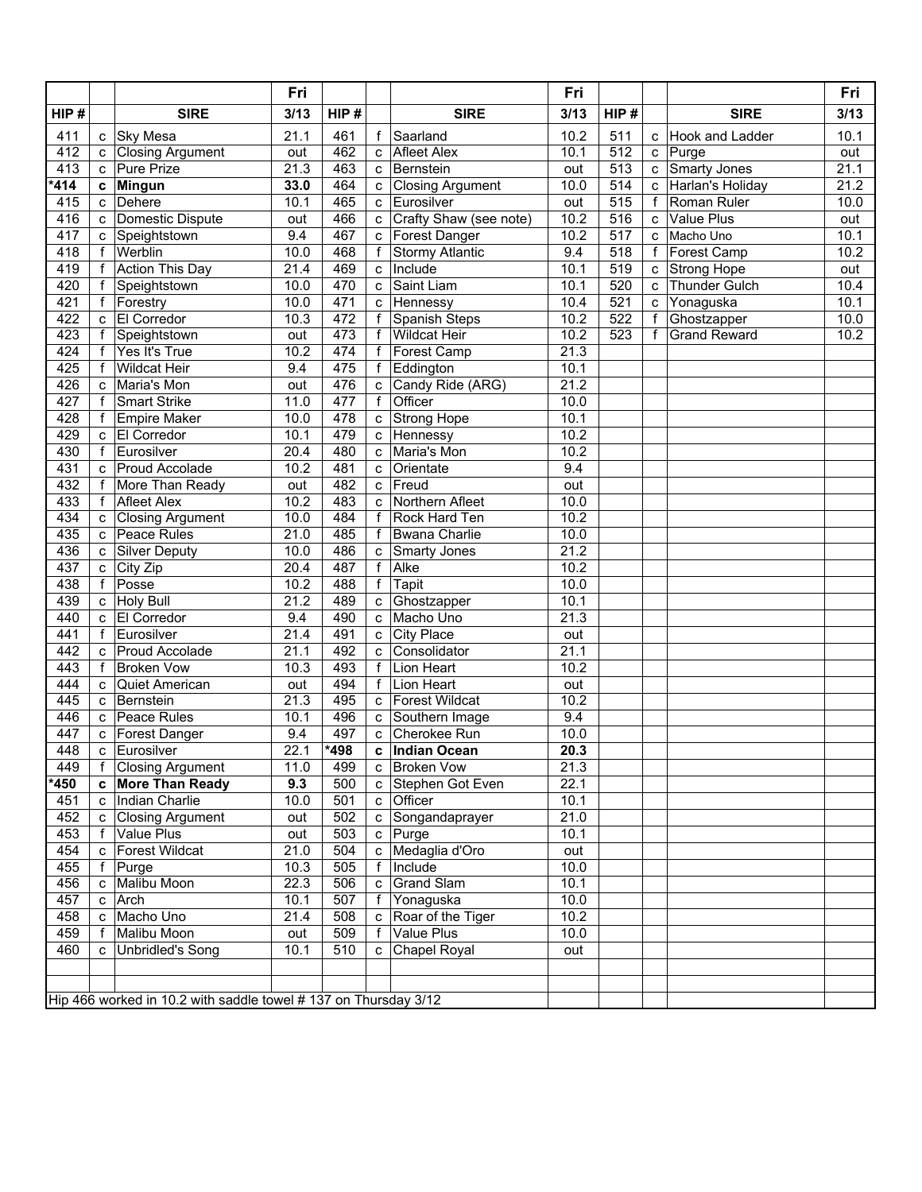| | | | Fri | | | | Fri | | | | Fri |
|---|---|---|---|---|---|---|---|---|---|---|---|
| HIP # | | SIRE | 3/13 | HIP # | | SIRE | 3/13 | HIP # | | SIRE | 3/13 |
| 411 | c | Sky Mesa | 21.1 | 461 | f | Saarland | 10.2 | 511 | c | Hook and Ladder | 10.1 |
| 412 | c | Closing Argument | out | 462 | c | Afleet Alex | 10.1 | 512 | c | Purge | out |
| 413 | c | Pure Prize | 21.3 | 463 | c | Bernstein | out | 513 | c | Smarty Jones | 21.1 |
| ***414** | **c** | **Mingun** | **33.0** | 464 | c | Closing Argument | 10.0 | 514 | c | Harlan's Holiday | 21.2 |
| 415 | c | Dehere | 10.1 | 465 | c | Eurosilver | out | 515 | f | Roman Ruler | 10.0 |
| 416 | c | Domestic Dispute | out | 466 | c | Crafty Shaw (see note) | 10.2 | 516 | c | Value Plus | out |
| 417 | c | Speightstown | 9.4 | 467 | c | Forest Danger | 10.2 | 517 | c | Macho Uno | 10.1 |
| 418 | f | Werblin | 10.0 | 468 | f | Stormy Atlantic | 9.4 | 518 | f | Forest Camp | 10.2 |
| 419 | f | Action This Day | 21.4 | 469 | c | Include | 10.1 | 519 | c | Strong Hope | out |
| 420 | f | Speightstown | 10.0 | 470 | c | Saint Liam | 10.1 | 520 | c | Thunder Gulch | 10.4 |
| 421 | f | Forestry | 10.0 | 471 | c | Hennessy | 10.4 | 521 | c | Yonaguska | 10.1 |
| 422 | c | El Corredor | 10.3 | 472 | f | Spanish Steps | 10.2 | 522 | f | Ghostzapper | 10.0 |
| 423 | f | Speightstown | out | 473 | f | Wildcat Heir | 10.2 | 523 | f | Grand Reward | 10.2 |
| 424 | f | Yes It's True | 10.2 | 474 | f | Forest Camp | 21.3 | | | | |
| 425 | f | Wildcat Heir | 9.4 | 475 | f | Eddington | 10.1 | | | | |
| 426 | c | Maria's Mon | out | 476 | c | Candy Ride (ARG) | 21.2 | | | | |
| 427 | f | Smart Strike | 11.0 | 477 | f | Officer | 10.0 | | | | |
| 428 | f | Empire Maker | 10.0 | 478 | c | Strong Hope | 10.1 | | | | |
| 429 | c | El Corredor | 10.1 | 479 | c | Hennessy | 10.2 | | | | |
| 430 | f | Eurosilver | 20.4 | 480 | c | Maria's Mon | 10.2 | | | | |
| 431 | c | Proud Accolade | 10.2 | 481 | c | Orientate | 9.4 | | | | |
| 432 | f | More Than Ready | out | 482 | c | Freud | out | | | | |
| 433 | f | Afleet Alex | 10.2 | 483 | c | Northern Afleet | 10.0 | | | | |
| 434 | c | Closing Argument | 10.0 | 484 | f | Rock Hard Ten | 10.2 | | | | |
| 435 | c | Peace Rules | 21.0 | 485 | f | Bwana Charlie | 10.0 | | | | |
| 436 | c | Silver Deputy | 10.0 | 486 | c | Smarty Jones | 21.2 | | | | |
| 437 | c | City Zip | 20.4 | 487 | f | Alke | 10.2 | | | | |
| 438 | f | Posse | 10.2 | 488 | f | Tapit | 10.0 | | | | |
| 439 | c | Holy Bull | 21.2 | 489 | c | Ghostzapper | 10.1 | | | | |
| 440 | c | El Corredor | 9.4 | 490 | c | Macho Uno | 21.3 | | | | |
| 441 | f | Eurosilver | 21.4 | 491 | c | City Place | out | | | | |
| 442 | c | Proud Accolade | 21.1 | 492 | c | Consolidator | 21.1 | | | | |
| 443 | f | Broken Vow | 10.3 | 493 | f | Lion Heart | 10.2 | | | | |
| 444 | c | Quiet American | out | 494 | f | Lion Heart | out | | | | |
| 445 | c | Bernstein | 21.3 | 495 | c | Forest Wildcat | 10.2 | | | | |
| 446 | c | Peace Rules | 10.1 | 496 | c | Southern Image | 9.4 | | | | |
| 447 | c | Forest Danger | 9.4 | 497 | c | Cherokee Run | 10.0 | | | | |
| 448 | c | Eurosilver | 22.1 | ***498** | **c** | **Indian Ocean** | **20.3** | | | | |
| 449 | f | Closing Argument | 11.0 | 499 | c | Broken Vow | 21.3 | | | | |
| ***450** | **c** | **More Than Ready** | **9.3** | 500 | c | Stephen Got Even | 22.1 | | | | |
| 451 | c | Indian Charlie | 10.0 | 501 | c | Officer | 10.1 | | | | |
| 452 | c | Closing Argument | out | 502 | c | Songandaprayer | 21.0 | | | | |
| 453 | f | Value Plus | out | 503 | c | Purge | 10.1 | | | | |
| 454 | c | Forest Wildcat | 21.0 | 504 | c | Medaglia d'Oro | out | | | | |
| 455 | f | Purge | 10.3 | 505 | f | Include | 10.0 | | | | |
| 456 | c | Malibu Moon | 22.3 | 506 | c | Grand Slam | 10.1 | | | | |
| 457 | c | Arch | 10.1 | 507 | f | Yonaguska | 10.0 | | | | |
| 458 | c | Macho Uno | 21.4 | 508 | c | Roar of the Tiger | 10.2 | | | | |
| 459 | f | Malibu Moon | out | 509 | f | Value Plus | 10.0 | | | | |
| 460 | c | Unbridled's Song | 10.1 | 510 | c | Chapel Royal | out | | | | |

Hip 466 worked in 10.2 with saddle towel # 137 on Thursday 3/12